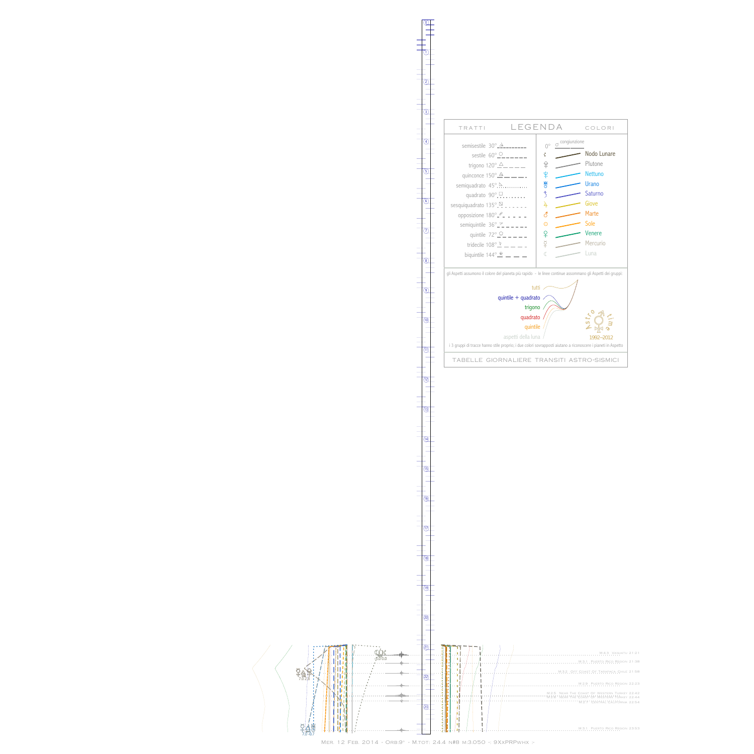# LEGENDA

| TRATTI | COLORI |
|---|---|
| semisestile 30° | 0° congiunzione |
| sestile 60° | Nodo Lunare |
| trigono 120° | Plutone |
| quinconce 150° | Nettuno |
| semiquadrato 45° | Urano |
| quadrato 90° | Saturno |
| sesquiquadrato 135° | Giove |
| opposizione 180° | Marte |
| semiquintile 36° | Sole |
| quintile 72° | Venere |
| tridecile 108° | Mercurio |
| biquintile 144° | Luna |

gli Aspetti assumono il colore del pianeta più rapido - le linee continue assommano gli Aspetti dei gruppi:

- tutti
- quintile + quadrato
- trigono
- quadrato
- quintile
- aspetti della luna

Astro time 1992–2012

i 3 gruppi di tracce hanno stile proprio; i due colori sovrapposti aiutano a riconoscere i pianeti in Aspetto

TABELLE GIORNALIERE TRANSITI ASTRO-SISMICI

M.4.3, Vanuatu 21:21
M.3.1, Puerto Rico Region 21:38
M.4.2, Off Coast of Tarapaca Chile 21:58
M.2.9, Puerto Rico Region 22:23
M.2.5, Near the Coast of Western Turkey 22:42
M.2.5, Near the Coast of Western Turkey 22:44
M.2.7, Central California 22:54
M.3.1, Puerto Rico Region 23:53

Mer. 12 Feb. 2014 - Orb:9° - M.tot: 24.4 n#8 m:3.050 - 9XxPRPwhx -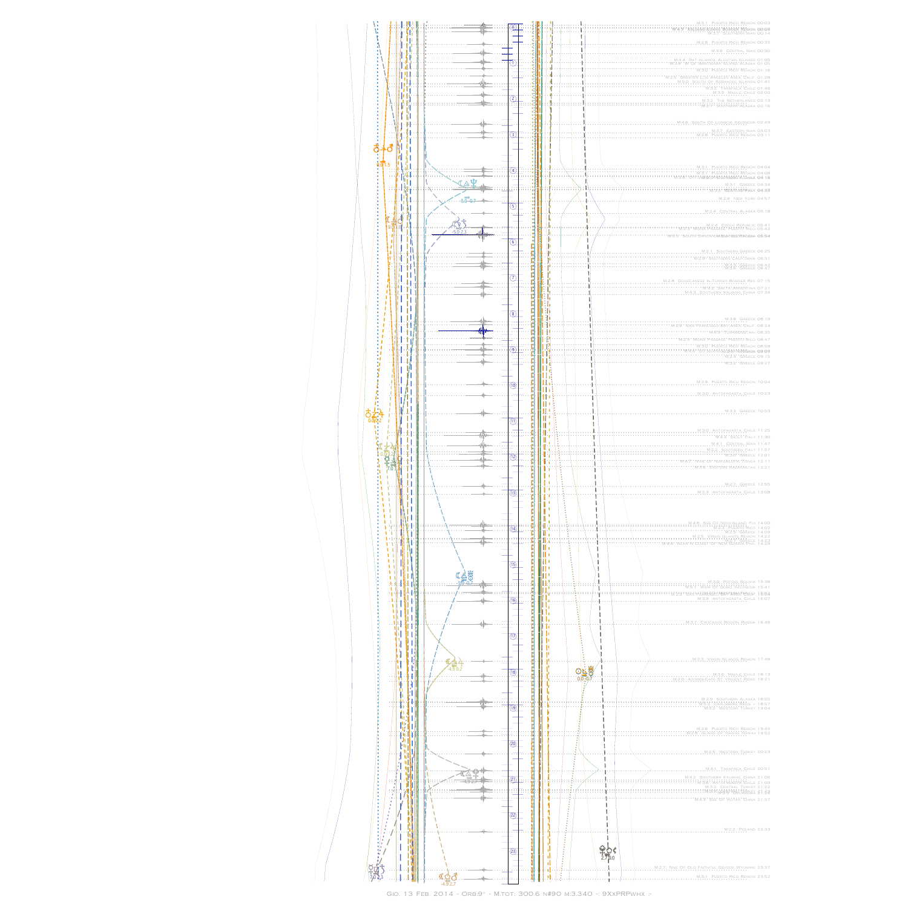M.3.1 Puerto Rico Region 00:03
M.4.9 Andreanof Islands Aleutian Islands 00:06
M.3.7 Southern Iran 00:14
M.2.8 Puerto Rico Region 00:35
M.3.8 Central Iran 00:50
M.4.4 Rat Islands Aleutian Islands 01:05
M.3.8 Southern Alaska 01:05
M.2.9 Puerto Rico Region 01:16
M.2.5 Greater Los Angeles Area Calif. 01:28
M.5.0 South of Kermadec Islands 01:41
M.4.3 Tarapaca Chile 01:46
M.3.9 Maule Chile 02:00
M.3.2 The Netherlands 02:13
M.2.7 Southern Alaska 02:16
M.4.6 South of Lombok Indonesia 02:49
M.3.7 Eastern Iran 03:03
M.2.8 Puerto Rico Region 03:11
M.3.1 Puerto Rico Region 04:04
M.4.1 Puerto Rico Region 04:08
M.2.4 Southern Alaska 04:15
M.3.1 Greece 04:34
M.4.3 Greece 04:38
M.2.9 New York 04:57
M.2.4 Central Alaska 05:18
M.2.4 Czech Republic 05:41
M.2.3 Mona Passage Puerto Rico 05:42
M.5.7 South Sandwich Islands Region 05:54
M.2.1 Southern Greece 06:25
M.2.4 Southern California 06:31
M.4.3 Greece 06:43
M.3.6 Greece 06:47
M.2.8 Dodecanese Is.-Turkey Border Reg 07:15
M.4.2 Salta Argentina 07:21
M.4.3 Southern Xinjiang China 07:34
M.3.8 Greece 08:19
M.2.6 San Francisco Bay Area Calif. 08:24
M.5.9 Turkmenistan 08:35
M.2.3 Mona Passage Puerto Rico 08:47
M.4.1 Puerto Rico Region 08:58
M.4.4 Southern Alaska 09:09
M.2.4 Greece 09:15
M.3.2 Greece 09:27
M.2.9 Puerto Rico Region 10:04
M.3.0 Antofagasta Chile 10:23
M.3.3 Greece 10:53
M.3.0 Antofagasta Chile 11:25
M.4.4 Sicily Italy 11:30
M.4.1 Central Iran 11:47
M.2.2 Southern Italy 11:57
M.3.0 Greece 12:01
M.4.7 Niue or Nomaliaya Tonga 12:11
M.3.6 Eastern Kazakhstan 12:21
M.3.7 Greece 12:55
M.2.3 Antofagasta Chile 13:08
M.4.8 Sse of Ndoi Island Fiji 14:00
M.3.1 Puerto Rico 14:02
M.2.1 Greece 14:09
M.2.5 Virgin Islands Region 14:22
M.3.1 Greece 14:23
M.4.6 Near N Coast of New Guinea Png 14:29
M.3.0 Potosi Bolivia 15:38
M.5.1 Nnw of Dobo Indonesia 15:41
M.2.3 Southern California 15:54
M.3.9 Antofagasta Chile 16:07
M.3.7 Caucasus Region Russia 16:46
M.2.3 Virgin Islands Region 17:48
M.3.6 Maule Chile 18:13
M.2.0 Azores-Cape St. Vincent Ridge 18:21
M.2.9 Southern Alaska 18:55
M.4.1 Chile Rise 18:57
M.3.2 Western Turkey 19:04
M.2.6 Puerto Rico Region 19:45
M.2.8 Island of Hawaii Hawaii 19:52
M.2.6 Western Turkey 20:23
M.4.1 Tarapaca Chile 20:51
M.4.2 Southern Xinjiang China 21:06
M.3.4 Antofagasta Chile 21:09
M.3.2 Central Turkey 21:22
M.3.6 Greece 21:28
M.4.3 Sea of Hatan China 21:37
M.2.2 Poland 22:33
M.2.7 Nne of Old Faithful Geyser Wyoming 23:37
M.3.1 Puerto Rico Region 23:52

Gio. 13 Feb. 2014 - Orb:9° - M.tot: 300.6 N#90 m:3.340 -: 9XxPRPwhx :-